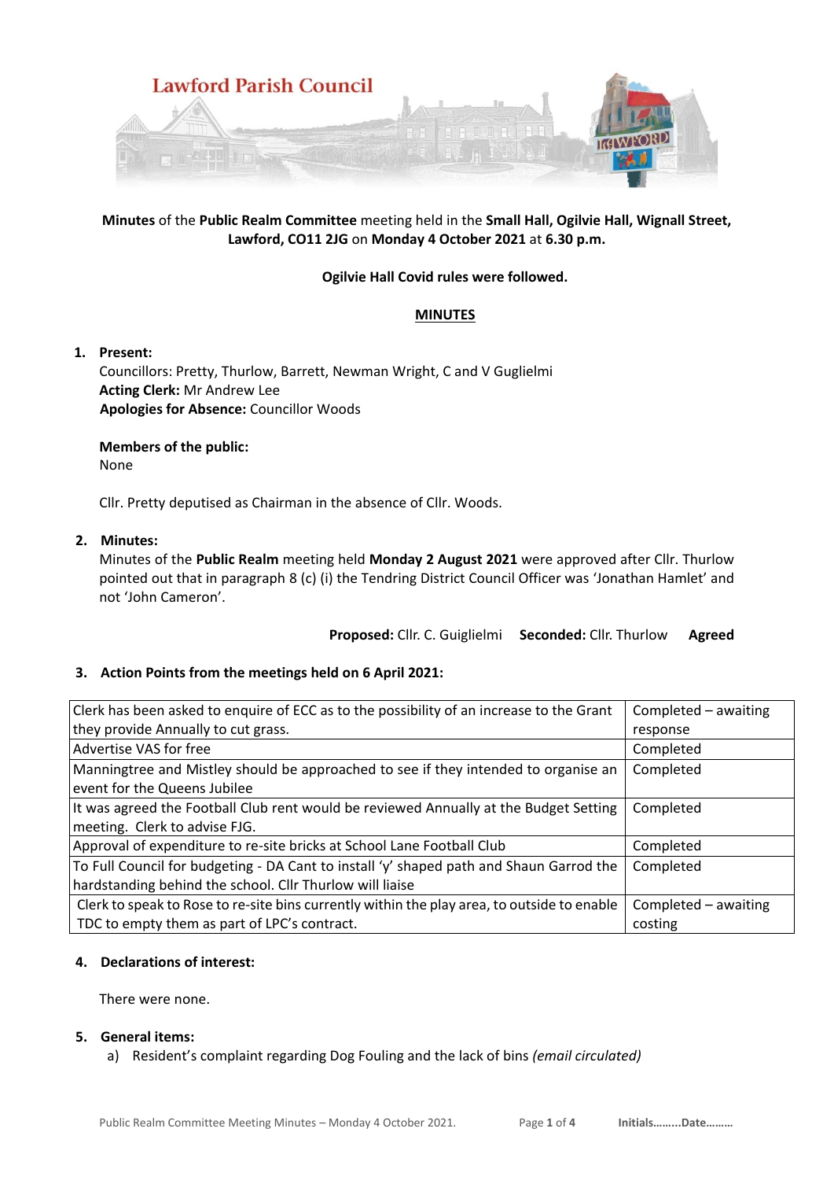Lawford Parish Council

**Minutes** of the **Public Realm Committee** meeting held in the **Small Hall, Ogilvie Hall, Wignall Street, Lawford, CO11 2JG** on **Monday 4 October 2021** at **6.30 p.m.**

**Ogilvie Hall Covid rules were followed.**

**MINUTES**

1. **Present:**
   Councillors: Pretty, Thurlow, Barrett, Newman Wright, C and V Guglielmi
   **Acting Clerk:** Mr Andrew Lee
   **Apologies for Absence:** Councillor Woods

   **Members of the public:**
   None

   Cllr. Pretty deputised as Chairman in the absence of Cllr. Woods.

2. **Minutes:**
   Minutes of the **Public Realm** meeting held **Monday 2 August 2021** were approved after Cllr. Thurlow pointed out that in paragraph 8 (c) (i) the Tendring District Council Officer was 'Jonathan Hamlet' and not 'John Cameron'.

   **Proposed:** Cllr. C. Guiglielmi **Seconded:** Cllr. Thurlow **Agreed**

3. **Action Points from the meetings held on 6 April 2021:**

| Action | Status |
|---|---|
| Clerk has been asked to enquire of ECC as to the possibility of an increase to the Grant they provide Annually to cut grass. | Completed – awaiting response |
| Advertise VAS for free | Completed |
| Manningtree and Mistley should be approached to see if they intended to organise an event for the Queens Jubilee | Completed |
| It was agreed the Football Club rent would be reviewed Annually at the Budget Setting meeting. Clerk to advise FJG. | Completed |
| Approval of expenditure to re-site bricks at School Lane Football Club | Completed |
| To Full Council for budgeting - DA Cant to install 'y' shaped path and Shaun Garrod the hardstanding behind the school. Cllr Thurlow will liaise | Completed |
| Clerk to speak to Rose to re-site bins currently within the play area, to outside to enable TDC to empty them as part of LPC's contract. | Completed – awaiting costing |

4. **Declarations of interest:**

   There were none.

5. **General items:**
   a) Resident's complaint regarding Dog Fouling and the lack of bins *(email circulated)*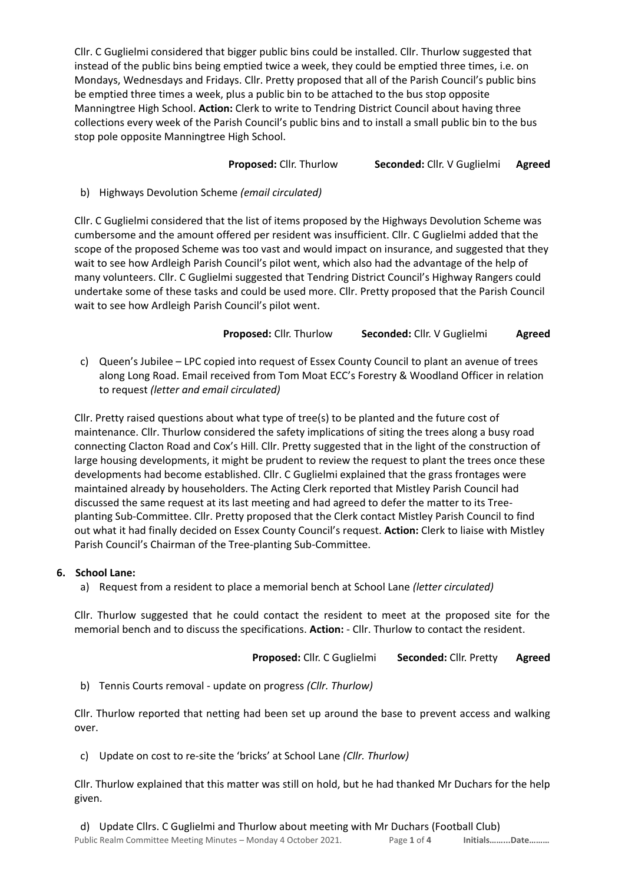Cllr. C Guglielmi considered that bigger public bins could be installed. Cllr. Thurlow suggested that instead of the public bins being emptied twice a week, they could be emptied three times, i.e. on Mondays, Wednesdays and Fridays. Cllr. Pretty proposed that all of the Parish Council's public bins be emptied three times a week, plus a public bin to be attached to the bus stop opposite Manningtree High School. **Action:** Clerk to write to Tendring District Council about having three collections every week of the Parish Council's public bins and to install a small public bin to the bus stop pole opposite Manningtree High School.

**Proposed:** Cllr. Thurlow **Seconded:** Cllr. V Guglielmi **Agreed**

b) Highways Devolution Scheme *(email circulated)*

Cllr. C Guglielmi considered that the list of items proposed by the Highways Devolution Scheme was cumbersome and the amount offered per resident was insufficient. Cllr. C Guglielmi added that the scope of the proposed Scheme was too vast and would impact on insurance, and suggested that they wait to see how Ardleigh Parish Council's pilot went, which also had the advantage of the help of many volunteers. Cllr. C Guglielmi suggested that Tendring District Council's Highway Rangers could undertake some of these tasks and could be used more. Cllr. Pretty proposed that the Parish Council wait to see how Ardleigh Parish Council's pilot went.

**Proposed:** Cllr. Thurlow **Seconded:** Cllr. V Guglielmi **Agreed**

c) Queen's Jubilee – LPC copied into request of Essex County Council to plant an avenue of trees along Long Road. Email received from Tom Moat ECC's Forestry & Woodland Officer in relation to request *(letter and email circulated)*

Cllr. Pretty raised questions about what type of tree(s) to be planted and the future cost of maintenance. Cllr. Thurlow considered the safety implications of siting the trees along a busy road connecting Clacton Road and Cox's Hill. Cllr. Pretty suggested that in the light of the construction of large housing developments, it might be prudent to review the request to plant the trees once these developments had become established. Cllr. C Guglielmi explained that the grass frontages were maintained already by householders. The Acting Clerk reported that Mistley Parish Council had discussed the same request at its last meeting and had agreed to defer the matter to its Tree-planting Sub-Committee. Cllr. Pretty proposed that the Clerk contact Mistley Parish Council to find out what it had finally decided on Essex County Council's request. **Action:** Clerk to liaise with Mistley Parish Council's Chairman of the Tree-planting Sub-Committee.

**6. School Lane:**

a) Request from a resident to place a memorial bench at School Lane *(letter circulated)*

Cllr. Thurlow suggested that he could contact the resident to meet at the proposed site for the memorial bench and to discuss the specifications. **Action:** - Cllr. Thurlow to contact the resident.

**Proposed:** Cllr. C Guglielmi **Seconded:** Cllr. Pretty **Agreed**

b) Tennis Courts removal - update on progress *(Cllr. Thurlow)*

Cllr. Thurlow reported that netting had been set up around the base to prevent access and walking over.

c) Update on cost to re-site the 'bricks' at School Lane *(Cllr. Thurlow)*

Cllr. Thurlow explained that this matter was still on hold, but he had thanked Mr Duchars for the help given.

d) Update Cllrs. C Guglielmi and Thurlow about meeting with Mr Duchars (Football Club)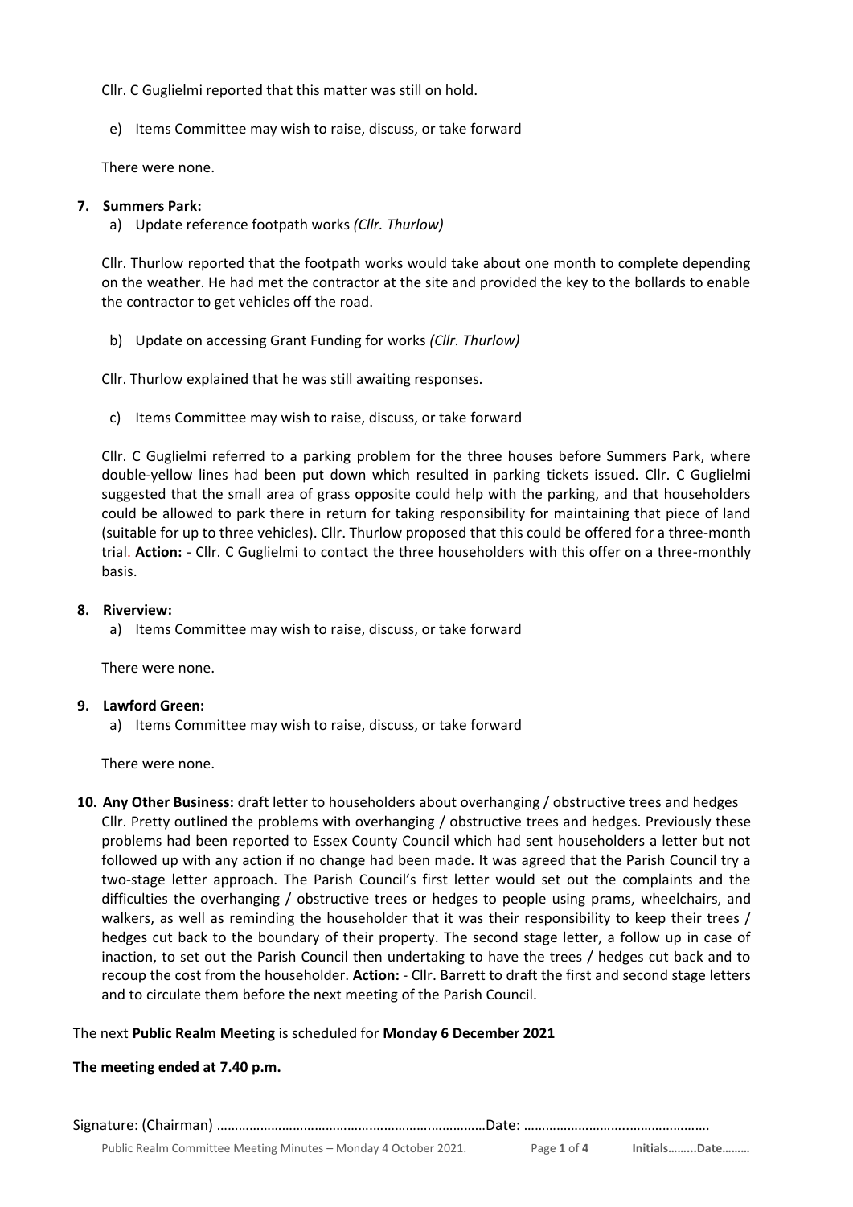Cllr. C Guglielmi reported that this matter was still on hold.

e) Items Committee may wish to raise, discuss, or take forward

There were none.

**7. Summers Park:**

a) Update reference footpath works *(Cllr. Thurlow)*

Cllr. Thurlow reported that the footpath works would take about one month to complete depending on the weather. He had met the contractor at the site and provided the key to the bollards to enable the contractor to get vehicles off the road.

b) Update on accessing Grant Funding for works *(Cllr. Thurlow)*

Cllr. Thurlow explained that he was still awaiting responses.

c) Items Committee may wish to raise, discuss, or take forward

Cllr. C Guglielmi referred to a parking problem for the three houses before Summers Park, where double-yellow lines had been put down which resulted in parking tickets issued. Cllr. C Guglielmi suggested that the small area of grass opposite could help with the parking, and that householders could be allowed to park there in return for taking responsibility for maintaining that piece of land (suitable for up to three vehicles). Cllr. Thurlow proposed that this could be offered for a three-month trial. **Action:** - Cllr. C Guglielmi to contact the three householders with this offer on a three-monthly basis.

**8. Riverview:**

a) Items Committee may wish to raise, discuss, or take forward

There were none.

**9. Lawford Green:**

a) Items Committee may wish to raise, discuss, or take forward

There were none.

**10. Any Other Business:** draft letter to householders about overhanging / obstructive trees and hedges
Cllr. Pretty outlined the problems with overhanging / obstructive trees and hedges. Previously these problems had been reported to Essex County Council which had sent householders a letter but not followed up with any action if no change had been made. It was agreed that the Parish Council try a two-stage letter approach. The Parish Council's first letter would set out the complaints and the difficulties the overhanging / obstructive trees or hedges to people using prams, wheelchairs, and walkers, as well as reminding the householder that it was their responsibility to keep their trees / hedges cut back to the boundary of their property. The second stage letter, a follow up in case of inaction, to set out the Parish Council then undertaking to have the trees / hedges cut back and to recoup the cost from the householder. **Action:** - Cllr. Barrett to draft the first and second stage letters and to circulate them before the next meeting of the Parish Council.

The next **Public Realm Meeting** is scheduled for **Monday 6 December 2021**

**The meeting ended at 7.40 p.m.**

Signature: (Chairman) ………………………………………………………………Date: …………………………………………

Public Realm Committee Meeting Minutes – Monday 4 October 2021. **Initials……..Date………**